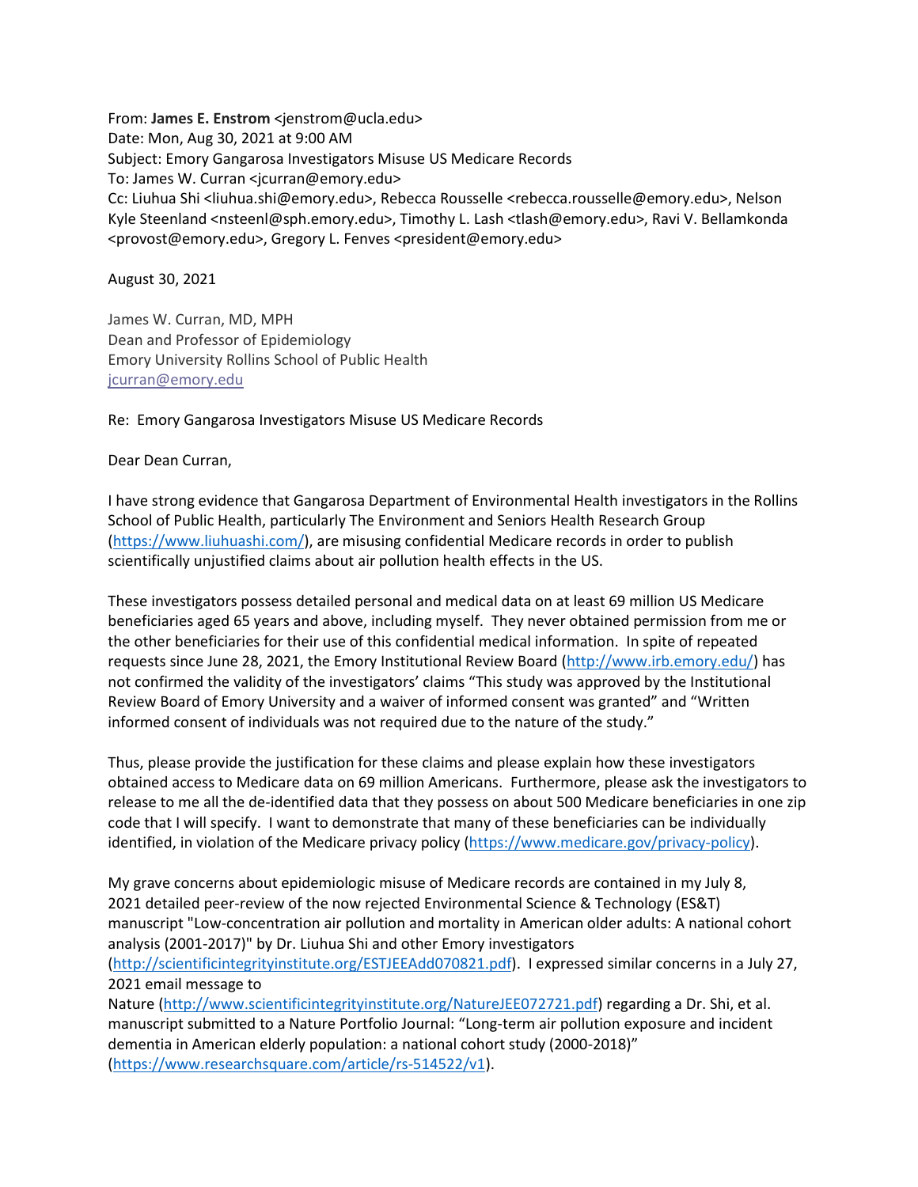From: **James E. Enstrom** <jenstrom@ucla.edu>
Date: Mon, Aug 30, 2021 at 9:00 AM
Subject: Emory Gangarosa Investigators Misuse US Medicare Records
To: James W. Curran <jcurran@emory.edu>
Cc: Liuhua Shi <liuhua.shi@emory.edu>, Rebecca Rousselle <rebecca.rousselle@emory.edu>, Nelson Kyle Steenland <nsteenl@sph.emory.edu>, Timothy L. Lash <tlash@emory.edu>, Ravi V. Bellamkonda <provost@emory.edu>, Gregory L. Fenves <president@emory.edu>

August 30, 2021

James W. Curran, MD, MPH
Dean and Professor of Epidemiology
Emory University Rollins School of Public Health
[jcurran@emory.edu](mailto:jcurran@emory.edu)

Re: Emory Gangarosa Investigators Misuse US Medicare Records

Dear Dean Curran,

I have strong evidence that Gangarosa Department of Environmental Health investigators in the Rollins School of Public Health, particularly The Environment and Seniors Health Research Group ([https://www.liuhuashi.com/](https://www.liuhuashi.com/)), are misusing confidential Medicare records in order to publish scientifically unjustified claims about air pollution health effects in the US.

These investigators possess detailed personal and medical data on at least 69 million US Medicare beneficiaries aged 65 years and above, including myself. They never obtained permission from me or the other beneficiaries for their use of this confidential medical information. In spite of repeated requests since June 28, 2021, the Emory Institutional Review Board ([http://www.irb.emory.edu/](http://www.irb.emory.edu/)) has not confirmed the validity of the investigators' claims "This study was approved by the Institutional Review Board of Emory University and a waiver of informed consent was granted" and "Written informed consent of individuals was not required due to the nature of the study."

Thus, please provide the justification for these claims and please explain how these investigators obtained access to Medicare data on 69 million Americans. Furthermore, please ask the investigators to release to me all the de-identified data that they possess on about 500 Medicare beneficiaries in one zip code that I will specify. I want to demonstrate that many of these beneficiaries can be individually identified, in violation of the Medicare privacy policy ([https://www.medicare.gov/privacy-policy](https://www.medicare.gov/privacy-policy)).

My grave concerns about epidemiologic misuse of Medicare records are contained in my July 8, 2021 detailed peer-review of the now rejected Environmental Science & Technology (ES&T) manuscript "Low-concentration air pollution and mortality in American older adults: A national cohort analysis (2001-2017)" by Dr. Liuhua Shi and other Emory investigators ([http://scientificintegrityinstitute.org/ESTJEEAdd070821.pdf](http://scientificintegrityinstitute.org/ESTJEEAdd070821.pdf)). I expressed similar concerns in a July 27, 2021 email message to Nature ([http://www.scientificintegrityinstitute.org/NatureJEE072721.pdf](http://www.scientificintegrityinstitute.org/NatureJEE072721.pdf)) regarding a Dr. Shi, et al. manuscript submitted to a Nature Portfolio Journal: "Long-term air pollution exposure and incident dementia in American elderly population: a national cohort study (2000-2018)" ([https://www.researchsquare.com/article/rs-514522/v1](https://www.researchsquare.com/article/rs-514522/v1)).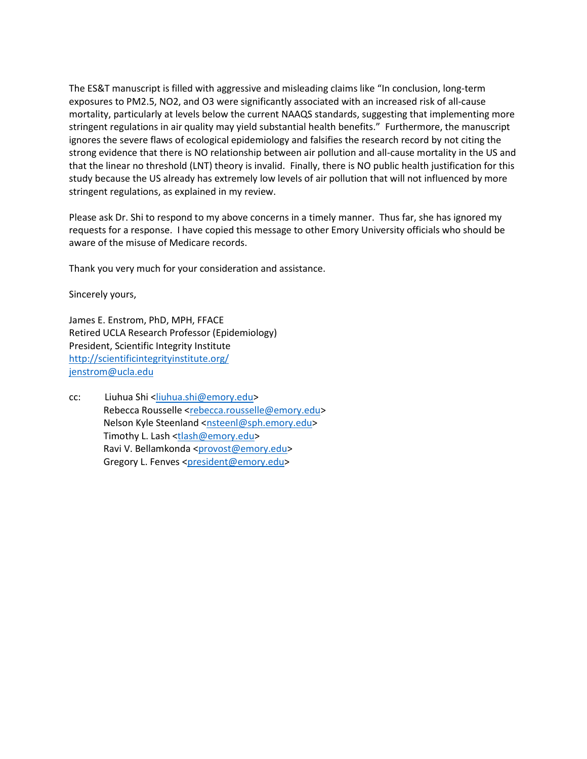The ES&T manuscript is filled with aggressive and misleading claims like "In conclusion, long-term exposures to PM2.5, NO2, and O3 were significantly associated with an increased risk of all-cause mortality, particularly at levels below the current NAAQS standards, suggesting that implementing more stringent regulations in air quality may yield substantial health benefits." Furthermore, the manuscript ignores the severe flaws of ecological epidemiology and falsifies the research record by not citing the strong evidence that there is NO relationship between air pollution and all-cause mortality in the US and that the linear no threshold (LNT) theory is invalid. Finally, there is NO public health justification for this study because the US already has extremely low levels of air pollution that will not influenced by more stringent regulations, as explained in my review.

Please ask Dr. Shi to respond to my above concerns in a timely manner. Thus far, she has ignored my requests for a response. I have copied this message to other Emory University officials who should be aware of the misuse of Medicare records.

Thank you very much for your consideration and assistance.

Sincerely yours,

James E. Enstrom, PhD, MPH, FFACE
Retired UCLA Research Professor (Epidemiology)
President, Scientific Integrity Institute
http://scientificintegrityinstitute.org/
jenstrom@ucla.edu

cc: Liuhua Shi <liuhua.shi@emory.edu>
Rebecca Rousselle <rebecca.rousselle@emory.edu>
Nelson Kyle Steenland <nsteenl@sph.emory.edu>
Timothy L. Lash <tlash@emory.edu>
Ravi V. Bellamkonda <provost@emory.edu>
Gregory L. Fenves <president@emory.edu>